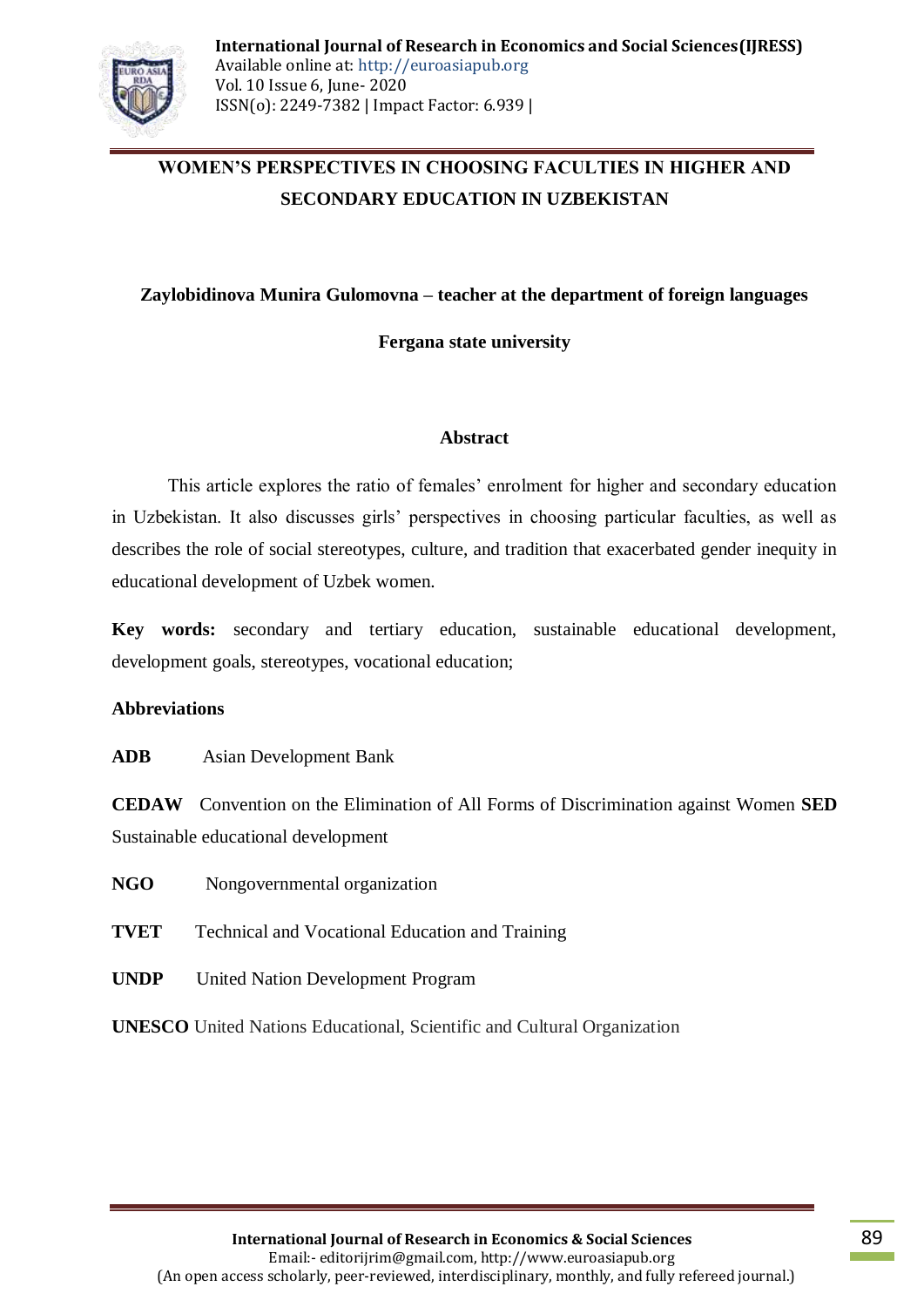# WOMEN'S PERSPECTIVES IN CHOOSING FACULTIES IN HIGHER AND SECONDARY EDUCATION IN UZBEKISTAN

**Zaylobidinova Munira Gulomovna – teacher at the department of foreign languages**

**Fergana state university**

## Abstract

This article explores the ratio of females' enrolment for higher and secondary education in Uzbekistan. It also discusses girls' perspectives in choosing particular faculties, as well as describes the role of social stereotypes, culture, and tradition that exacerbated gender inequity in educational development of Uzbek women.

**Key words:** secondary and tertiary education, sustainable educational development, development goals, stereotypes, vocational education;

**Abbreviations**

**ADB** Asian Development Bank

**CEDAW** Convention on the Elimination of All Forms of Discrimination against Women

**SED** Sustainable educational development

**NGO** Nongovernmental organization

**TVET** Technical and Vocational Education and Training

**UNDP** United Nation Development Program

**UNESCO** United Nations Educational, Scientific and Cultural Organization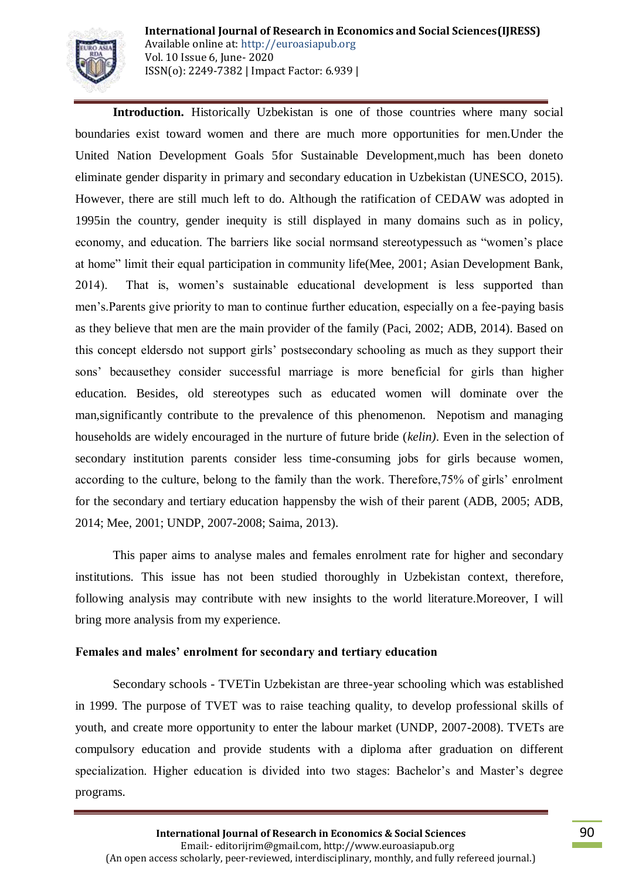**Introduction.** Historically Uzbekistan is one of those countries where many social boundaries exist toward women and there are much more opportunities for men.Under the United Nation Development Goals 5for Sustainable Development,much has been doneto eliminate gender disparity in primary and secondary education in Uzbekistan (UNESCO, 2015). However, there are still much left to do. Although the ratification of CEDAW was adopted in 1995in the country, gender inequity is still displayed in many domains such as in policy, economy, and education. The barriers like social normsand stereotypessuch as "women's place at home" limit their equal participation in community life(Mee, 2001; Asian Development Bank, 2014). That is, women's sustainable educational development is less supported than men's.Parents give priority to man to continue further education, especially on a fee-paying basis as they believe that men are the main provider of the family (Paci, 2002; ADB, 2014). Based on this concept eldersdo not support girls' postsecondary schooling as much as they support their sons' becausethey consider successful marriage is more beneficial for girls than higher education. Besides, old stereotypes such as educated women will dominate over the man,significantly contribute to the prevalence of this phenomenon. Nepotism and managing households are widely encouraged in the nurture of future bride (*kelin)*. Even in the selection of secondary institution parents consider less time-consuming jobs for girls because women, according to the culture, belong to the family than the work. Therefore,75% of girls' enrolment for the secondary and tertiary education happensby the wish of their parent (ADB, 2005; ADB, 2014; Mee, 2001; UNDP, 2007-2008; Saima, 2013).

This paper aims to analyse males and females enrolment rate for higher and secondary institutions. This issue has not been studied thoroughly in Uzbekistan context, therefore, following analysis may contribute with new insights to the world literature.Moreover, I will bring more analysis from my experience.

**Females and males' enrolment for secondary and tertiary education**

Secondary schools - TVETin Uzbekistan are three-year schooling which was established in 1999. The purpose of TVET was to raise teaching quality, to develop professional skills of youth, and create more opportunity to enter the labour market (UNDP, 2007-2008). TVETs are compulsory education and provide students with a diploma after graduation on different specialization. Higher education is divided into two stages: Bachelor's and Master's degree programs.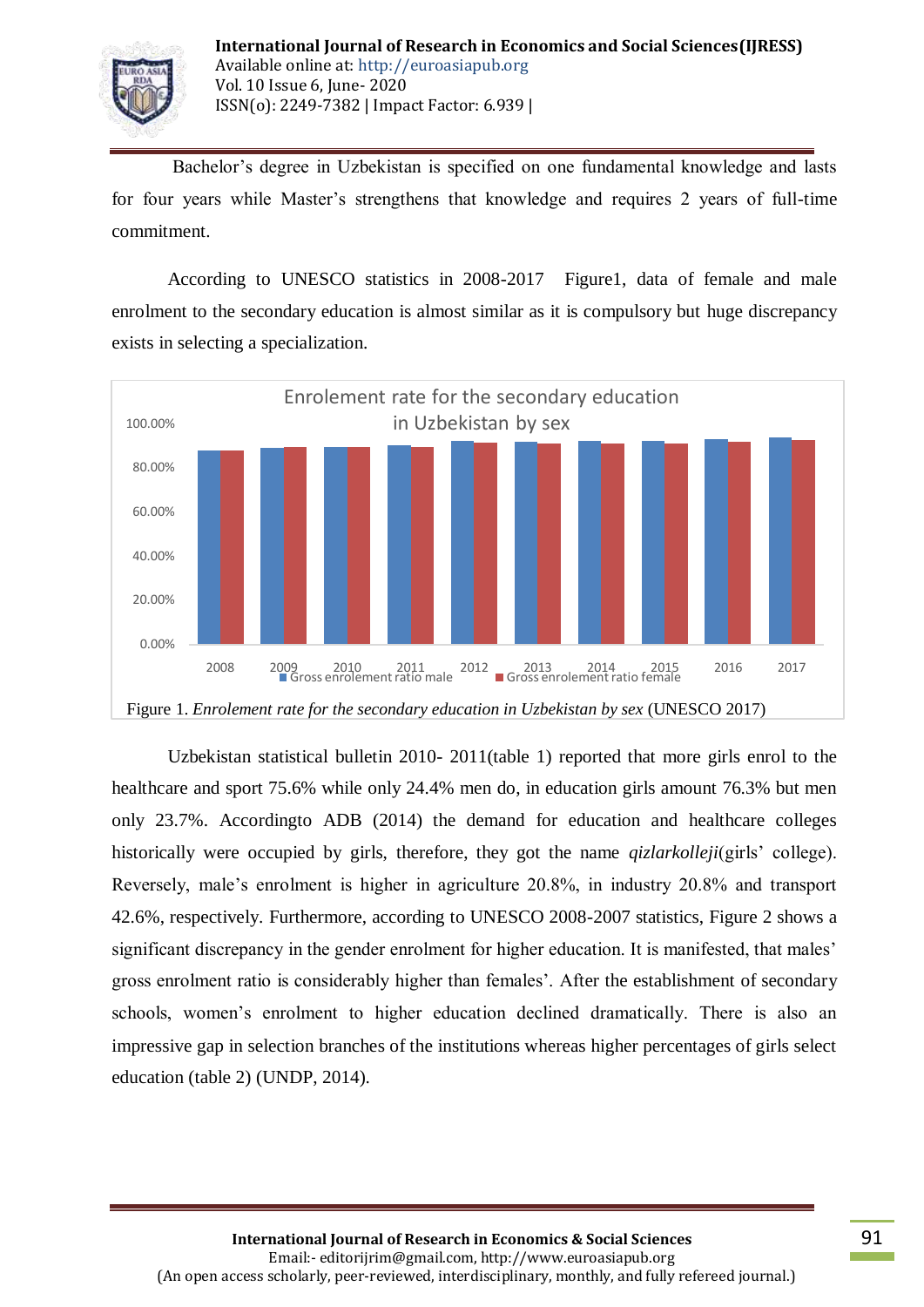Bachelor's degree in Uzbekistan is specified on one fundamental knowledge and lasts for four years while Master's strengthens that knowledge and requires 2 years of full-time commitment.

According to UNESCO statistics in 2008-2017 Figure1, data of female and male enrolment to the secondary education is almost similar as it is compulsory but huge discrepancy exists in selecting a specialization.

Figure 1. *Enrolement rate for the secondary education in Uzbekistan by sex* (UNESCO 2017)

Uzbekistan statistical bulletin 2010- 2011(table 1) reported that more girls enrol to the healthcare and sport 75.6% while only 24.4% men do, in education girls amount 76.3% but men only 23.7%. Accordingto ADB (2014) the demand for education and healthcare colleges historically were occupied by girls, therefore, they got the name *qizlarkolleji*(girls' college). Reversely, male's enrolment is higher in agriculture 20.8%, in industry 20.8% and transport 42.6%, respectively. Furthermore, according to UNESCO 2008-2007 statistics, Figure 2 shows a significant discrepancy in the gender enrolment for higher education. It is manifested, that males' gross enrolment ratio is considerably higher than females'. After the establishment of secondary schools, women's enrolment to higher education declined dramatically. There is also an impressive gap in selection branches of the institutions whereas higher percentages of girls select education (table 2) (UNDP, 2014).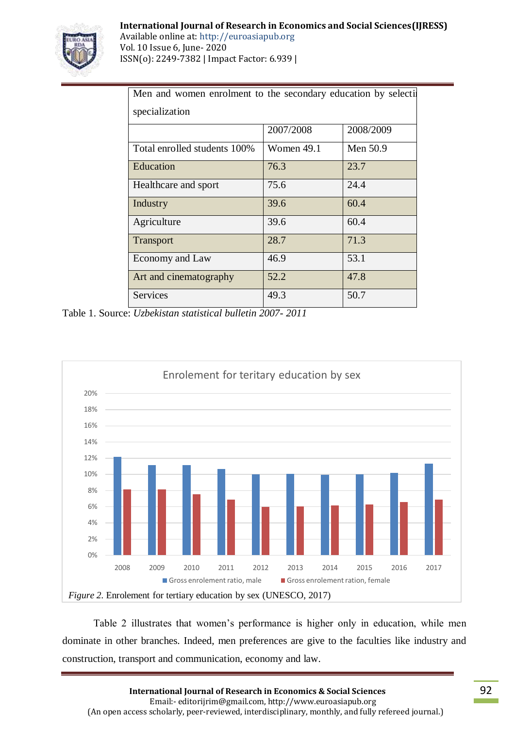| Men and women enrolment to the secondary education by selecti specialization | | |
|---|---|---|
| | 2007/2008 | 2008/2009 |
| Total enrolled students 100% | Women 49.1 | Men 50.9 |
| Education | 76.3 | 23.7 |
| Healthcare and sport | 75.6 | 24.4 |
| Industry | 39.6 | 60.4 |
| Agriculture | 39.6 | 60.4 |
| Transport | 28.7 | 71.3 |
| Economy and Law | 46.9 | 53.1 |
| Art and cinematography | 52.2 | 47.8 |
| Services | 49.3 | 50.7 |

Table 1. Source: *Uzbekistan statistical bulletin 2007- 2011*

*Figure 2.* Enrolement for tertiary education by sex (UNESCO, 2017)

Table 2 illustrates that women's performance is higher only in education, while men dominate in other branches. Indeed, men preferences are give to the faculties like industry and construction, transport and communication, economy and law.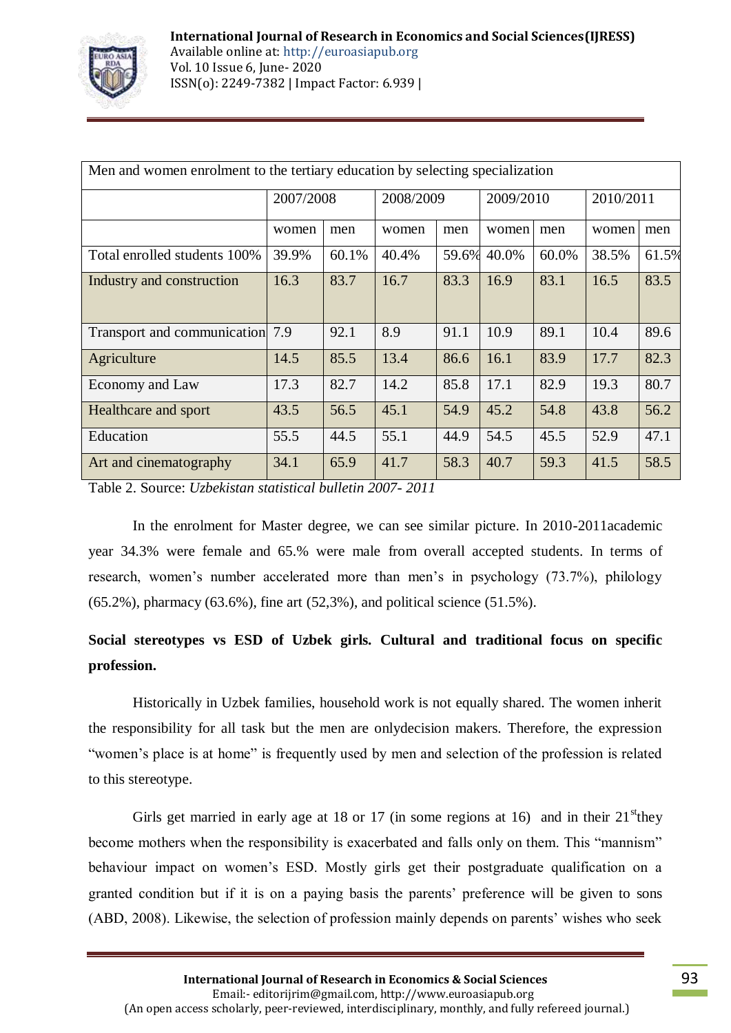| Men and women enrolment to the tertiary education by selecting specialization | | | | | | | | |
|---|---|---|---|---|---|---|---|---|
| | 2007/2008 | | 2008/2009 | | 2009/2010 | | 2010/2011 | |
| | women | men | women | men | women | men | women | men |
| Total enrolled students 100% | 39.9% | 60.1% | 40.4% | 59.6% | 40.0% | 60.0% | 38.5% | 61.5% |
| Industry and construction | 16.3 | 83.7 | 16.7 | 83.3 | 16.9 | 83.1 | 16.5 | 83.5 |
| Transport and communication | 7.9 | 92.1 | 8.9 | 91.1 | 10.9 | 89.1 | 10.4 | 89.6 |
| Agriculture | 14.5 | 85.5 | 13.4 | 86.6 | 16.1 | 83.9 | 17.7 | 82.3 |
| Economy and Law | 17.3 | 82.7 | 14.2 | 85.8 | 17.1 | 82.9 | 19.3 | 80.7 |
| Healthcare and sport | 43.5 | 56.5 | 45.1 | 54.9 | 45.2 | 54.8 | 43.8 | 56.2 |
| Education | 55.5 | 44.5 | 55.1 | 44.9 | 54.5 | 45.5 | 52.9 | 47.1 |
| Art and cinematography | 34.1 | 65.9 | 41.7 | 58.3 | 40.7 | 59.3 | 41.5 | 58.5 |

Table 2. Source: *Uzbekistan statistical bulletin 2007- 2011*

In the enrolment for Master degree, we can see similar picture. In 2010-2011academic year 34.3% were female and 65.% were male from overall accepted students. In terms of research, women's number accelerated more than men's in psychology (73.7%), philology (65.2%), pharmacy (63.6%), fine art (52,3%), and political science (51.5%).

**Social stereotypes vs ESD of Uzbek girls. Cultural and traditional focus on specific profession.**

Historically in Uzbek families, household work is not equally shared. The women inherit the responsibility for all task but the men are onlydecision makers. Therefore, the expression "women's place is at home" is frequently used by men and selection of the profession is related to this stereotype.

Girls get married in early age at 18 or 17 (in some regions at 16) and in their 21st they become mothers when the responsibility is exacerbated and falls only on them. This "mannism" behaviour impact on women's ESD. Mostly girls get their postgraduate qualification on a granted condition but if it is on a paying basis the parents' preference will be given to sons (ABD, 2008). Likewise, the selection of profession mainly depends on parents' wishes who seek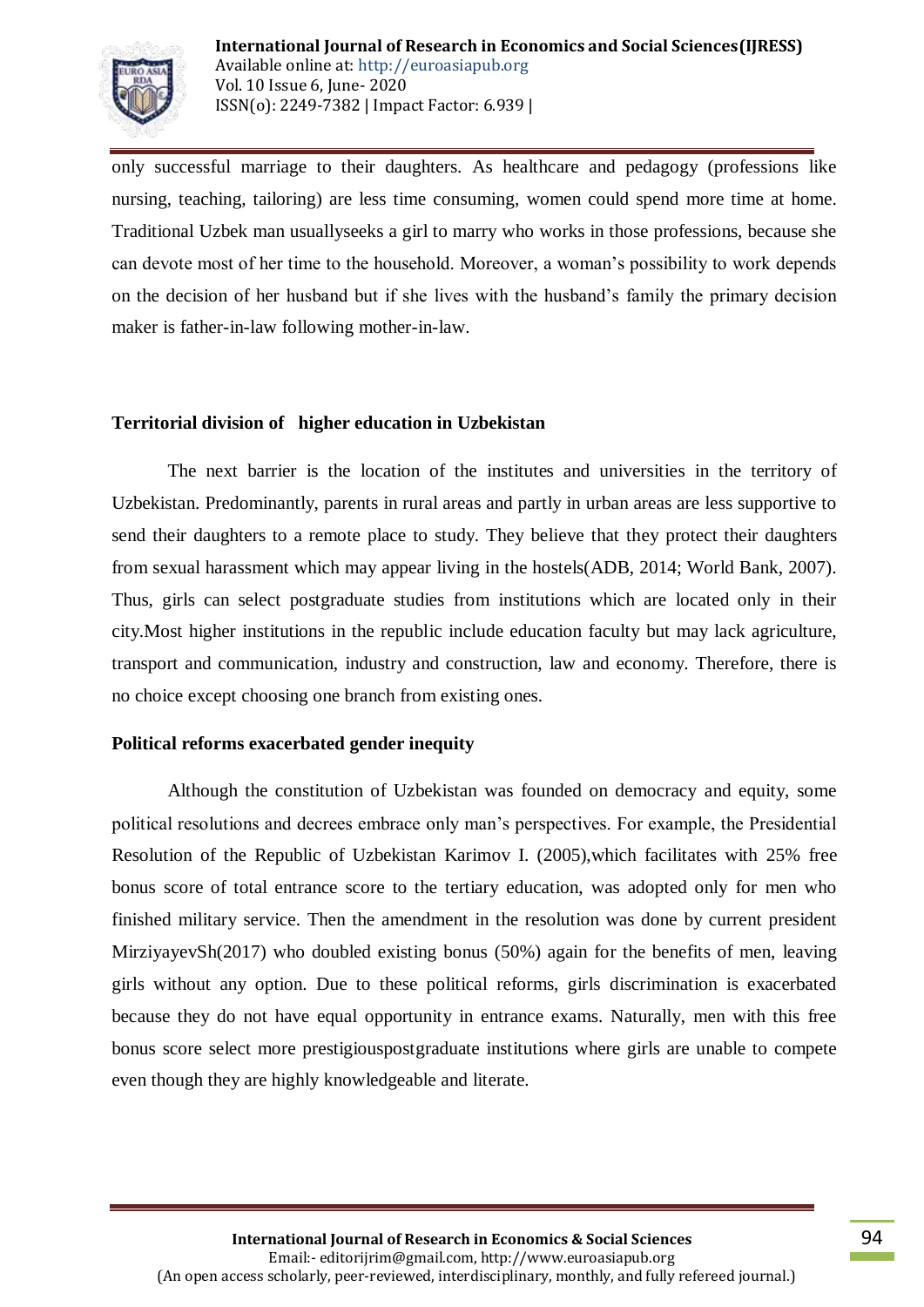only successful marriage to their daughters. As healthcare and pedagogy (professions like nursing, teaching, tailoring) are less time consuming, women could spend more time at home. Traditional Uzbek man usuallyseeks a girl to marry who works in those professions, because she can devote most of her time to the household. Moreover, a woman's possibility to work depends on the decision of her husband but if she lives with the husband's family the primary decision maker is father-in-law following mother-in-law.

**Territorial division of higher education in Uzbekistan**

The next barrier is the location of the institutes and universities in the territory of Uzbekistan. Predominantly, parents in rural areas and partly in urban areas are less supportive to send their daughters to a remote place to study. They believe that they protect their daughters from sexual harassment which may appear living in the hostels(ADB, 2014; World Bank, 2007). Thus, girls can select postgraduate studies from institutions which are located only in their city.Most higher institutions in the republic include education faculty but may lack agriculture, transport and communication, industry and construction, law and economy. Therefore, there is no choice except choosing one branch from existing ones.

**Political reforms exacerbated gender inequity**

Although the constitution of Uzbekistan was founded on democracy and equity, some political resolutions and decrees embrace only man's perspectives. For example, the Presidential Resolution of the Republic of Uzbekistan Karimov I. (2005),which facilitates with 25% free bonus score of total entrance score to the tertiary education, was adopted only for men who finished military service. Then the amendment in the resolution was done by current president MirziyayevSh(2017) who doubled existing bonus (50%) again for the benefits of men, leaving girls without any option. Due to these political reforms, girls discrimination is exacerbated because they do not have equal opportunity in entrance exams. Naturally, men with this free bonus score select more prestigiouspostgraduate institutions where girls are unable to compete even though they are highly knowledgeable and literate.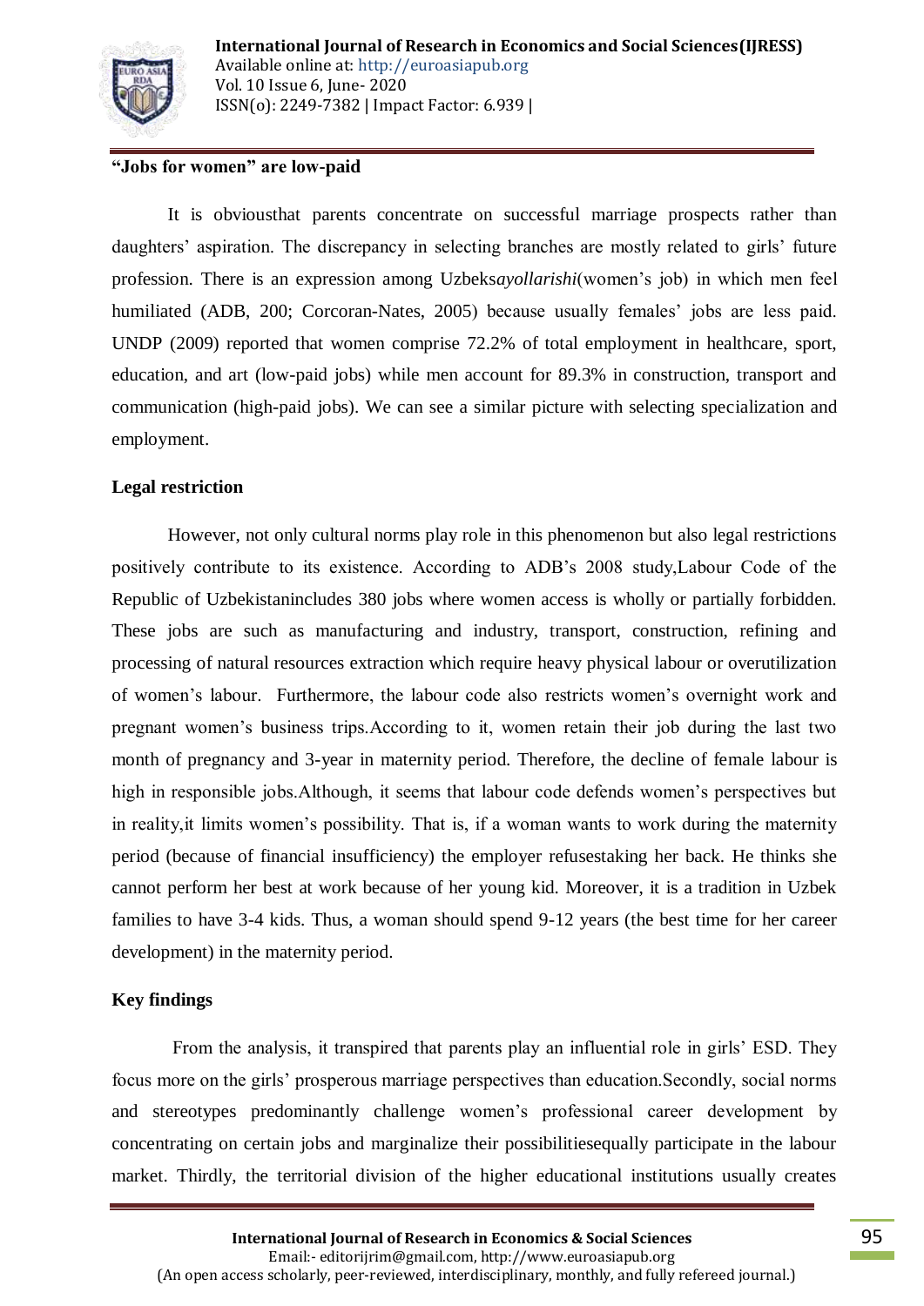**"Jobs for women" are low-paid**

It is obvioustthat parents concentrate on successful marriage prospects rather than daughters' aspiration. The discrepancy in selecting branches are mostly related to girls' future profession. There is an expression among Uzbeks*ayollarishi*(women's job) in which men feel humiliated (ADB, 200; Corcoran-Nates, 2005) because usually females' jobs are less paid. UNDP (2009) reported that women comprise 72.2% of total employment in healthcare, sport, education, and art (low-paid jobs) while men account for 89.3% in construction, transport and communication (high-paid jobs). We can see a similar picture with selecting specialization and employment.

**Legal restriction**

However, not only cultural norms play role in this phenomenon but also legal restrictions positively contribute to its existence. According to ADB's 2008 study,Labour Code of the Republic of Uzbekistanincludes 380 jobs where women access is wholly or partially forbidden. These jobs are such as manufacturing and industry, transport, construction, refining and processing of natural resources extraction which require heavy physical labour or overutilization of women's labour. Furthermore, the labour code also restricts women's overnight work and pregnant women's business trips.According to it, women retain their job during the last two month of pregnancy and 3-year in maternity period. Therefore, the decline of female labour is high in responsible jobs.Although, it seems that labour code defends women's perspectives but in reality,it limits women's possibility. That is, if a woman wants to work during the maternity period (because of financial insufficiency) the employer refusestaking her back. He thinks she cannot perform her best at work because of her young kid. Moreover, it is a tradition in Uzbek families to have 3-4 kids. Thus, a woman should spend 9-12 years (the best time for her career development) in the maternity period.

**Key findings**

From the analysis, it transpired that parents play an influential role in girls' ESD. They focus more on the girls' prosperous marriage perspectives than education.Secondly, social norms and stereotypes predominantly challenge women's professional career development by concentrating on certain jobs and marginalize their possibilitiesequally participate in the labour market. Thirdly, the territorial division of the higher educational institutions usually creates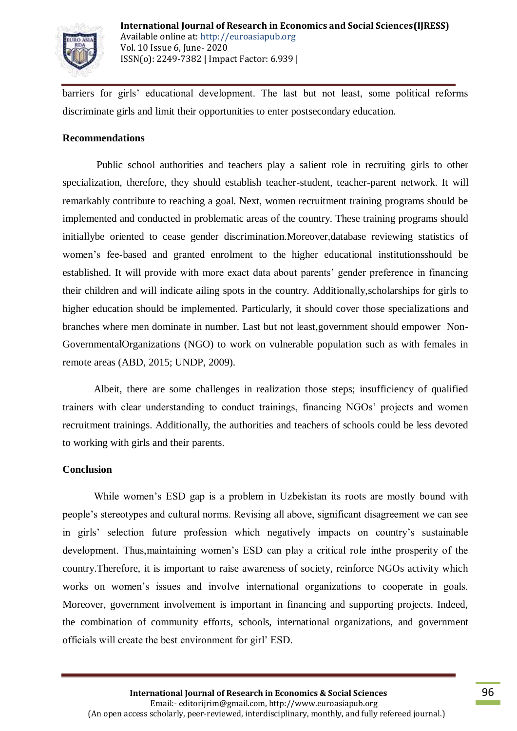barriers for girls' educational development. The last but not least, some political reforms discriminate girls and limit their opportunities to enter postsecondary education.

## Recommendations

Public school authorities and teachers play a salient role in recruiting girls to other specialization, therefore, they should establish teacher-student, teacher-parent network. It will remarkably contribute to reaching a goal. Next, women recruitment training programs should be implemented and conducted in problematic areas of the country. These training programs should initiallybe oriented to cease gender discrimination.Moreover,database reviewing statistics of women's fee-based and granted enrolment to the higher educational institutionsshould be established. It will provide with more exact data about parents' gender preference in financing their children and will indicate ailing spots in the country. Additionally,scholarships for girls to higher education should be implemented. Particularly, it should cover those specializations and branches where men dominate in number. Last but not least,government should empower Non-GovernmentalOrganizations (NGO) to work on vulnerable population such as with females in remote areas (ABD, 2015; UNDP, 2009).

Albeit, there are some challenges in realization those steps; insufficiency of qualified trainers with clear understanding to conduct trainings, financing NGOs' projects and women recruitment trainings. Additionally, the authorities and teachers of schools could be less devoted to working with girls and their parents.

## Conclusion

While women's ESD gap is a problem in Uzbekistan its roots are mostly bound with people's stereotypes and cultural norms. Revising all above, significant disagreement we can see in girls' selection future profession which negatively impacts on country's sustainable development. Thus,maintaining women's ESD can play a critical role inthe prosperity of the country.Therefore, it is important to raise awareness of society, reinforce NGOs activity which works on women's issues and involve international organizations to cooperate in goals. Moreover, government involvement is important in financing and supporting projects. Indeed, the combination of community efforts, schools, international organizations, and government officials will create the best environment for girl' ESD.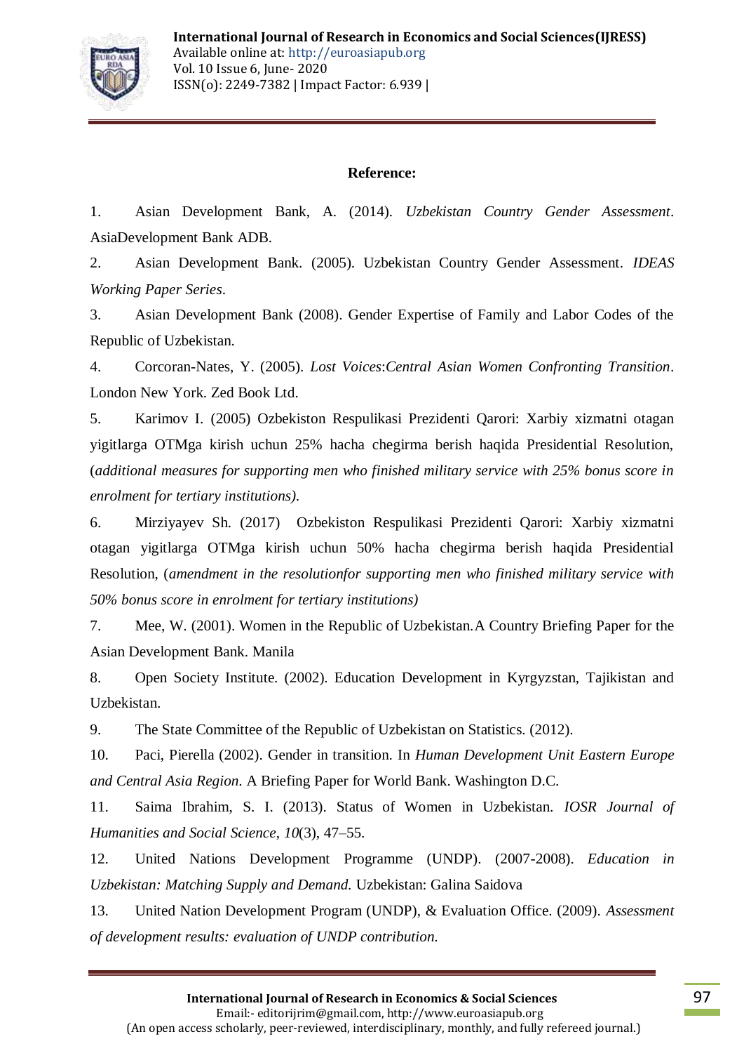**Reference:**

1. Asian Development Bank, A. (2014). *Uzbekistan Country Gender Assessment*. AsiaDevelopment Bank ADB.
2. Asian Development Bank. (2005). Uzbekistan Country Gender Assessment. *IDEAS Working Paper Series*.
3. Asian Development Bank (2008). Gender Expertise of Family and Labor Codes of the Republic of Uzbekistan.
4. Corcoran-Nates, Y. (2005). *Lost Voices*:*Central Asian Women Confronting Transition*. London New York. Zed Book Ltd.
5. Karimov I. (2005) Ozbekiston Respulikasi Prezidenti Qarori: Xarbiy xizmatni otagan yigitlarga OTMga kirish uchun 25% hacha chegirma berish haqida Presidential Resolution, (*additional measures for supporting men who finished military service with 25% bonus score in enrolment for tertiary institutions).*
6. Mirziyayev Sh. (2017) Ozbekiston Respulikasi Prezidenti Qarori: Xarbiy xizmatni otagan yigitlarga OTMga kirish uchun 50% hacha chegirma berish haqida Presidential Resolution, (*amendment in the resolutionfor supporting men who finished military service with 50% bonus score in enrolment for tertiary institutions)*
7. Mee, W. (2001). Women in the Republic of Uzbekistan.A Country Briefing Paper for the Asian Development Bank. Manila
8. Open Society Institute. (2002). Education Development in Kyrgyzstan, Tajikistan and Uzbekistan.
9. The State Committee of the Republic of Uzbekistan on Statistics. (2012).
10. Paci, Pierella (2002). Gender in transition. In *Human Development Unit Eastern Europe and Central Asia Region*. A Briefing Paper for World Bank. Washington D.C.
11. Saima Ibrahim, S. I. (2013). Status of Women in Uzbekistan. *IOSR Journal of Humanities and Social Science*, *10*(3), 47–55.
12. United Nations Development Programme (UNDP). (2007-2008). *Education in Uzbekistan: Matching Supply and Demand.* Uzbekistan: Galina Saidova
13. United Nation Development Program (UNDP), & Evaluation Office. (2009). *Assessment of development results: evaluation of UNDP contribution.*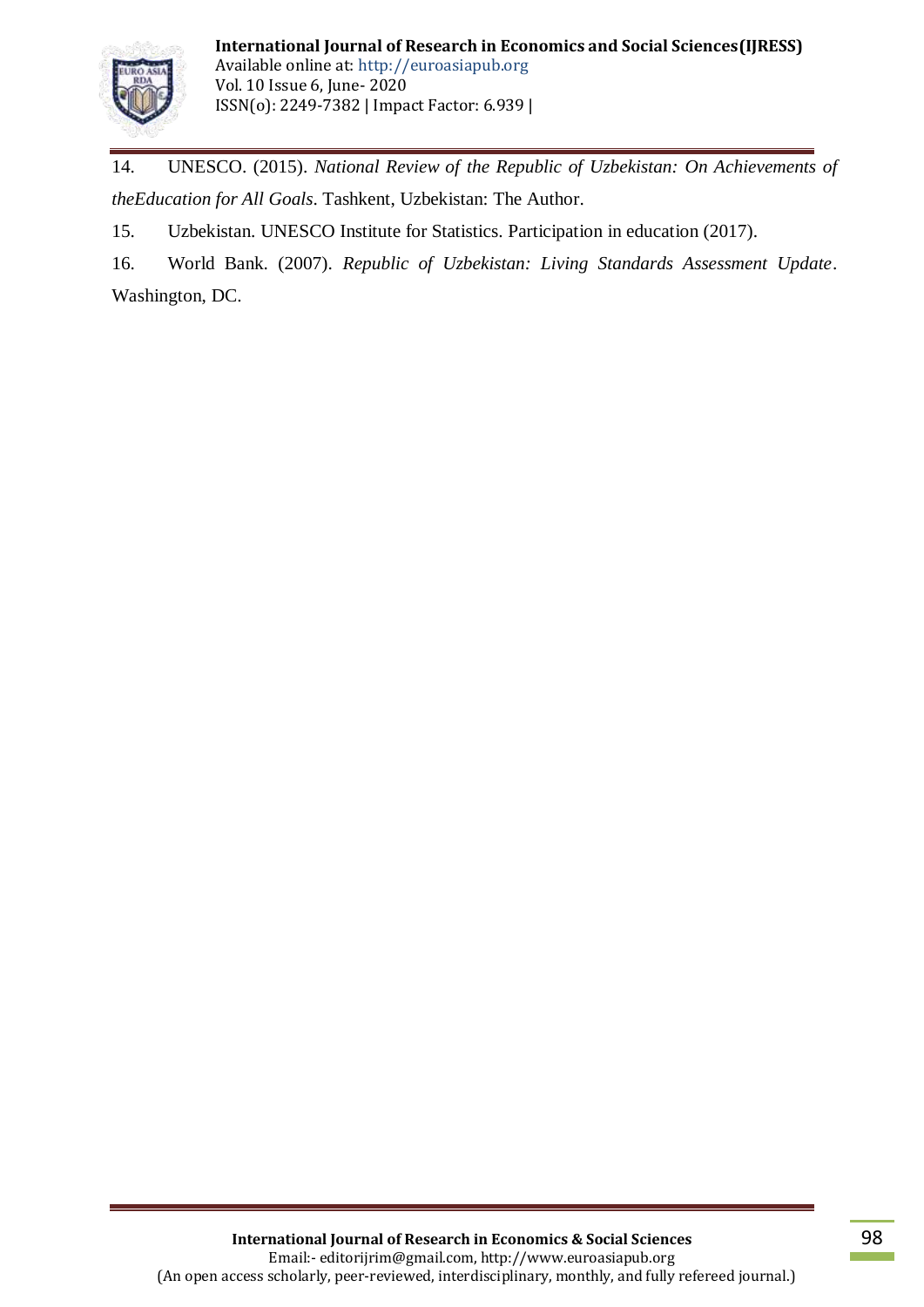14. UNESCO. (2015). *National Review of the Republic of Uzbekistan: On Achievements of theEducation for All Goals*. Tashkent, Uzbekistan: The Author.

15. Uzbekistan. UNESCO Institute for Statistics. Participation in education (2017).

16. World Bank. (2007). *Republic of Uzbekistan: Living Standards Assessment Update*. Washington, DC.